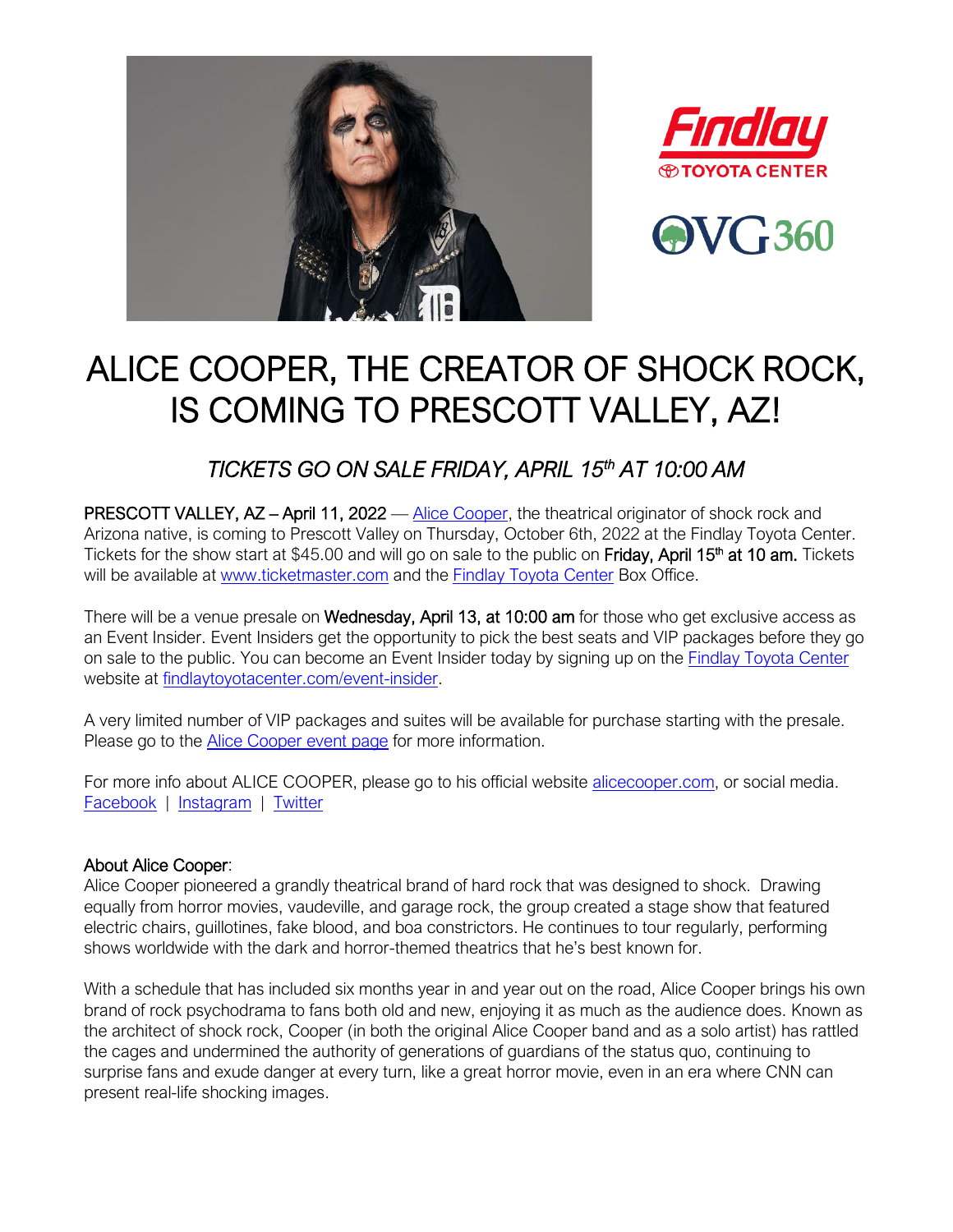# ALICE COOPER, THE CREATOR OF SHOCK ROCK, IS COMING TO PRESCOTT VALLEY, AZ!

## *TICKETS GO ON SALE FRIDAY, APRIL 15th AT 10:00 AM*

**PRESCOTT VALLEY, AZ – April 11, 2022** — [Alice Cooper](), the theatrical originator of shock rock and Arizona native, is coming to Prescott Valley on Thursday, October 6th, 2022 at the Findlay Toyota Center. Tickets for the show start at $45.00 and will go on sale to the public on **Friday, April 15th at 10 am.** Tickets will be available at [www.ticketmaster.com]() and the [Findlay Toyota Center]() Box Office.

There will be a venue presale on **Wednesday, April 13, at 10:00 am** for those who get exclusive access as an Event Insider. Event Insiders get the opportunity to pick the best seats and VIP packages before they go on sale to the public. You can become an Event Insider today by signing up on the [Findlay Toyota Center]() website at [findlaytoyotacenter.com/event-insider]().

A very limited number of VIP packages and suites will be available for purchase starting with the presale. Please go to the [Alice Cooper event page]() for more information.

For more info about ALICE COOPER, please go to his official website [alicecooper.com](), or social media.
[Facebook]() | [Instagram]() | [Twitter]()

**About Alice Cooper**:
Alice Cooper pioneered a grandly theatrical brand of hard rock that was designed to shock. Drawing equally from horror movies, vaudeville, and garage rock, the group created a stage show that featured electric chairs, guillotines, fake blood, and boa constrictors. He continues to tour regularly, performing shows worldwide with the dark and horror-themed theatrics that he's best known for.

With a schedule that has included six months year in and year out on the road, Alice Cooper brings his own brand of rock psychodrama to fans both old and new, enjoying it as much as the audience does. Known as the architect of shock rock, Cooper (in both the original Alice Cooper band and as a solo artist) has rattled the cages and undermined the authority of generations of guardians of the status quo, continuing to surprise fans and exude danger at every turn, like a great horror movie, even in an era where CNN can present real-life shocking images.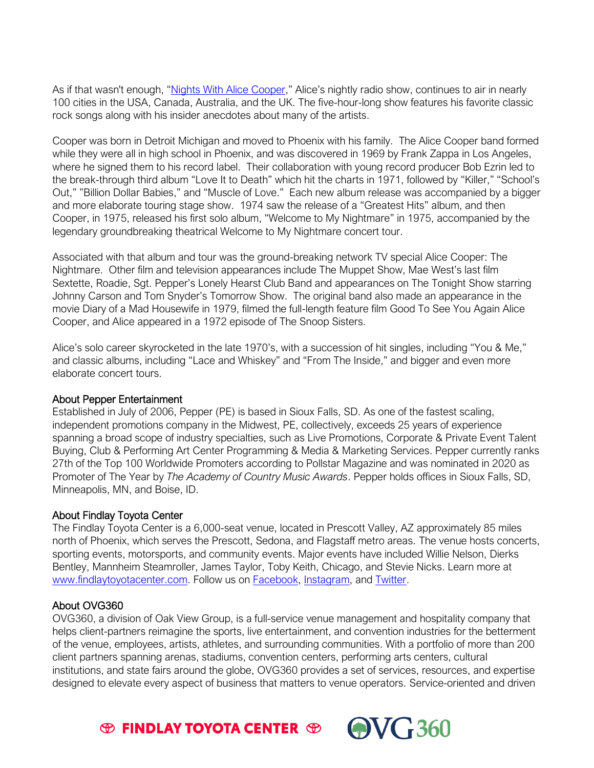As if that wasn't enough, "[Nights With Alice Cooper](#)," Alice's nightly radio show, continues to air in nearly 100 cities in the USA, Canada, Australia, and the UK. The five-hour-long show features his favorite classic rock songs along with his insider anecdotes about many of the artists.

Cooper was born in Detroit Michigan and moved to Phoenix with his family. The Alice Cooper band formed while they were all in high school in Phoenix, and was discovered in 1969 by Frank Zappa in Los Angeles, where he signed them to his record label. Their collaboration with young record producer Bob Ezrin led to the break-through third album "Love It to Death" which hit the charts in 1971, followed by "Killer," "School's Out," "Billion Dollar Babies," and "Muscle of Love." Each new album release was accompanied by a bigger and more elaborate touring stage show. 1974 saw the release of a "Greatest Hits" album, and then Cooper, in 1975, released his first solo album, "Welcome to My Nightmare" in 1975, accompanied by the legendary groundbreaking theatrical Welcome to My Nightmare concert tour.

Associated with that album and tour was the ground-breaking network TV special Alice Cooper: The Nightmare. Other film and television appearances include The Muppet Show, Mae West's last film Sextette, Roadie, Sgt. Pepper's Lonely Hearst Club Band and appearances on The Tonight Show starring Johnny Carson and Tom Snyder's Tomorrow Show. The original band also made an appearance in the movie Diary of a Mad Housewife in 1979, filmed the full-length feature film Good To See You Again Alice Cooper, and Alice appeared in a 1972 episode of The Snoop Sisters.

Alice's solo career skyrocketed in the late 1970's, with a succession of hit singles, including "You & Me," and classic albums, including "Lace and Whiskey" and "From The Inside," and bigger and even more elaborate concert tours.

## About Pepper Entertainment

Established in July of 2006, Pepper (PE) is based in Sioux Falls, SD. As one of the fastest scaling, independent promotions company in the Midwest, PE, collectively, exceeds 25 years of experience spanning a broad scope of industry specialties, such as Live Promotions, Corporate & Private Event Talent Buying, Club & Performing Art Center Programming & Media & Marketing Services. Pepper currently ranks 27th of the Top 100 Worldwide Promoters according to Pollstar Magazine and was nominated in 2020 as Promoter of The Year by *The Academy of Country Music Awards*. Pepper holds offices in Sioux Falls, SD, Minneapolis, MN, and Boise, ID.

## About Findlay Toyota Center

The Findlay Toyota Center is a 6,000-seat venue, located in Prescott Valley, AZ approximately 85 miles north of Phoenix, which serves the Prescott, Sedona, and Flagstaff metro areas. The venue hosts concerts, sporting events, motorsports, and community events. Major events have included Willie Nelson, Dierks Bentley, Mannheim Steamroller, James Taylor, Toby Keith, Chicago, and Stevie Nicks. Learn more at [www.findlaytoyotacenter.com](http://www.findlaytoyotacenter.com). Follow us on [Facebook](#), [Instagram](#), and [Twitter](#).

## About OVG360

OVG360, a division of Oak View Group, is a full-service venue management and hospitality company that helps client-partners reimagine the sports, live entertainment, and convention industries for the betterment of the venue, employees, artists, athletes, and surrounding communities. With a portfolio of more than 200 client partners spanning arenas, stadiums, convention centers, performing arts centers, cultural institutions, and state fairs around the globe, OVG360 provides a set of services, resources, and expertise designed to elevate every aspect of business that matters to venue operators. Service-oriented and driven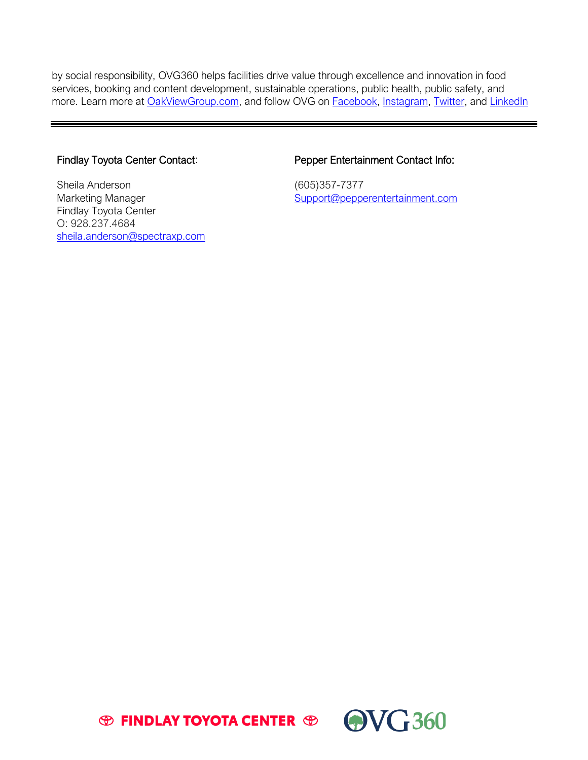by social responsibility, OVG360 helps facilities drive value through excellence and innovation in food services, booking and content development, sustainable operations, public health, public safety, and more. Learn more at [OakViewGroup.com](https://OakViewGroup.com), and follow OVG on Facebook, Instagram, Twitter, and LinkedIn

---

Findlay Toyota Center Contact:

Sheila Anderson
Marketing Manager
Findlay Toyota Center
O: 928.237.4684
sheila.anderson@spectraxp.com

Pepper Entertainment Contact Info:

(605)357-7377
Support@pepperentertainment.com